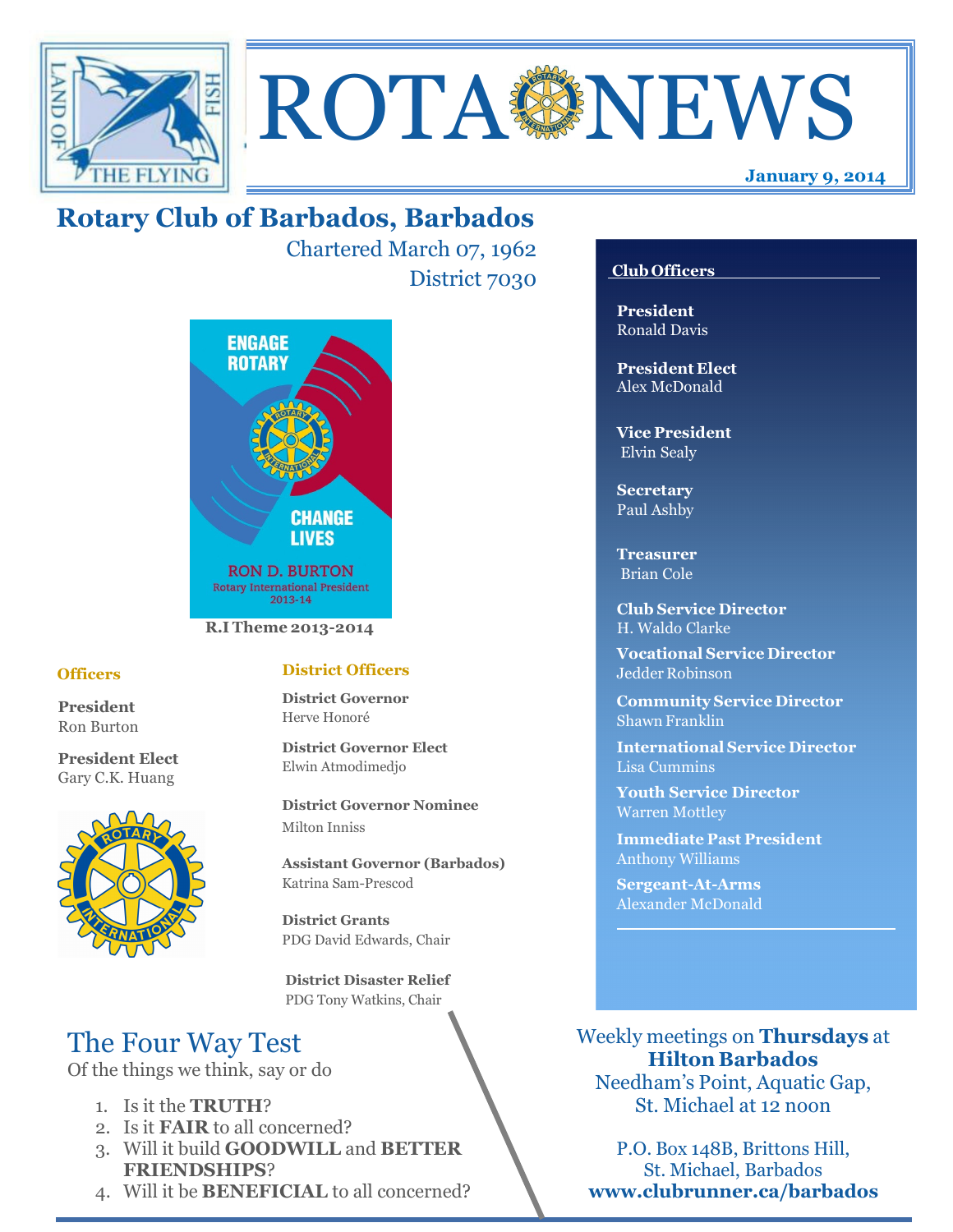# ROTA NEWS

January 9, 2014

## Rotary Club of Barbados, Barbados

Chartered March 07, 1962
District 7030

ENGAGE ROTARY CHANGE LIVES
RON D. BURTON
Rotary International President 2013-14

**R.I Theme 2013-2014**

### Officers

**President**
Ron Burton

**President Elect**
Gary C.K. Huang

### District Officers

**District Governor**
Herve Honoré

**District Governor Elect**
Elwin Atmodimedjo

**District Governor Nominee**
Milton Inniss

**Assistant Governor (Barbados)**
Katrina Sam-Prescod

**District Grants**
PDG David Edwards, Chair

**District Disaster Relief**
PDG Tony Watkins, Chair

### Club Officers

**President**
Ronald Davis

**President Elect**
Alex McDonald

**Vice President**
Elvin Sealy

**Secretary**
Paul Ashby

**Treasurer**
Brian Cole

**Club Service Director**
H. Waldo Clarke

**Vocational Service Director**
Jedder Robinson

**Community Service Director**
Shawn Franklin

**International Service Director**
Lisa Cummins

**Youth Service Director**
Warren Mottley

**Immediate Past President**
Anthony Williams

**Sergeant-At-Arms**
Alexander McDonald

## The Four Way Test

Of the things we think, say or do

1. Is it the **TRUTH**?
2. Is it **FAIR** to all concerned?
3. Will it build **GOODWILL** and **BETTER FRIENDSHIPS**?
4. Will it be **BENEFICIAL** to all concerned?

Weekly meetings on **Thursdays** at **Hilton Barbados**
Needham's Point, Aquatic Gap, St. Michael at 12 noon

P.O. Box 148B, Brittons Hill,
St. Michael, Barbados
**www.clubrunner.ca/barbados**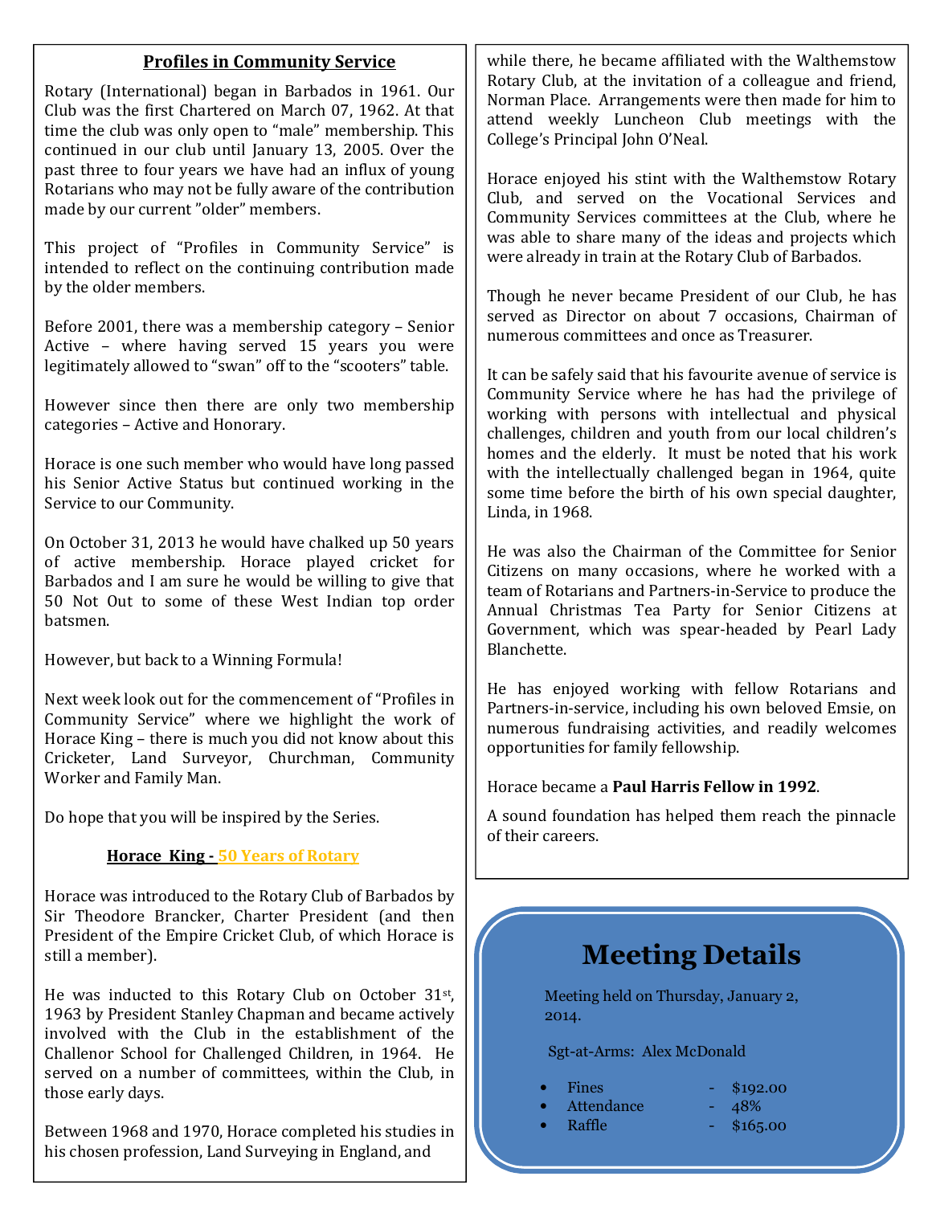## Profiles in Community Service

Rotary (International) began in Barbados in 1961. Our Club was the first Chartered on March 07, 1962. At that time the club was only open to "male" membership. This continued in our club until January 13, 2005. Over the past three to four years we have had an influx of young Rotarians who may not be fully aware of the contribution made by our current "older" members.

This project of "Profiles in Community Service" is intended to reflect on the continuing contribution made by the older members.

Before 2001, there was a membership category – Senior Active – where having served 15 years you were legitimately allowed to "swan" off to the "scooters" table.

However since then there are only two membership categories – Active and Honorary.

Horace is one such member who would have long passed his Senior Active Status but continued working in the Service to our Community.

On October 31, 2013 he would have chalked up 50 years of active membership. Horace played cricket for Barbados and I am sure he would be willing to give that 50 Not Out to some of these West Indian top order batsmen.

However, but back to a Winning Formula!

Next week look out for the commencement of "Profiles in Community Service" where we highlight the work of Horace King – there is much you did not know about this Cricketer, Land Surveyor, Churchman, Community Worker and Family Man.

Do hope that you will be inspired by the Series.

### Horace King - 50 Years of Rotary

Horace was introduced to the Rotary Club of Barbados by Sir Theodore Brancker, Charter President (and then President of the Empire Cricket Club, of which Horace is still a member).

He was inducted to this Rotary Club on October 31st, 1963 by President Stanley Chapman and became actively involved with the Club in the establishment of the Challenor School for Challenged Children, in 1964. He served on a number of committees, within the Club, in those early days.

Between 1968 and 1970, Horace completed his studies in his chosen profession, Land Surveying in England, and while there, he became affiliated with the Walthemstow Rotary Club, at the invitation of a colleague and friend, Norman Place. Arrangements were then made for him to attend weekly Luncheon Club meetings with the College's Principal John O'Neal.

Horace enjoyed his stint with the Walthemstow Rotary Club, and served on the Vocational Services and Community Services committees at the Club, where he was able to share many of the ideas and projects which were already in train at the Rotary Club of Barbados.

Though he never became President of our Club, he has served as Director on about 7 occasions, Chairman of numerous committees and once as Treasurer.

It can be safely said that his favourite avenue of service is Community Service where he has had the privilege of working with persons with intellectual and physical challenges, children and youth from our local children's homes and the elderly. It must be noted that his work with the intellectually challenged began in 1964, quite some time before the birth of his own special daughter, Linda, in 1968.

He was also the Chairman of the Committee for Senior Citizens on many occasions, where he worked with a team of Rotarians and Partners-in-Service to produce the Annual Christmas Tea Party for Senior Citizens at Government, which was spear-headed by Pearl Lady Blanchette.

He has enjoyed working with fellow Rotarians and Partners-in-service, including his own beloved Emsie, on numerous fundraising activities, and readily welcomes opportunities for family fellowship.

Horace became a **Paul Harris Fellow in 1992**.

A sound foundation has helped them reach the pinnacle of their careers.

## Meeting Details

Meeting held on Thursday, January 2, 2014.

Sgt-at-Arms: Alex McDonald

- Fines - $192.00
- Attendance - 48%
- Raffle - $165.00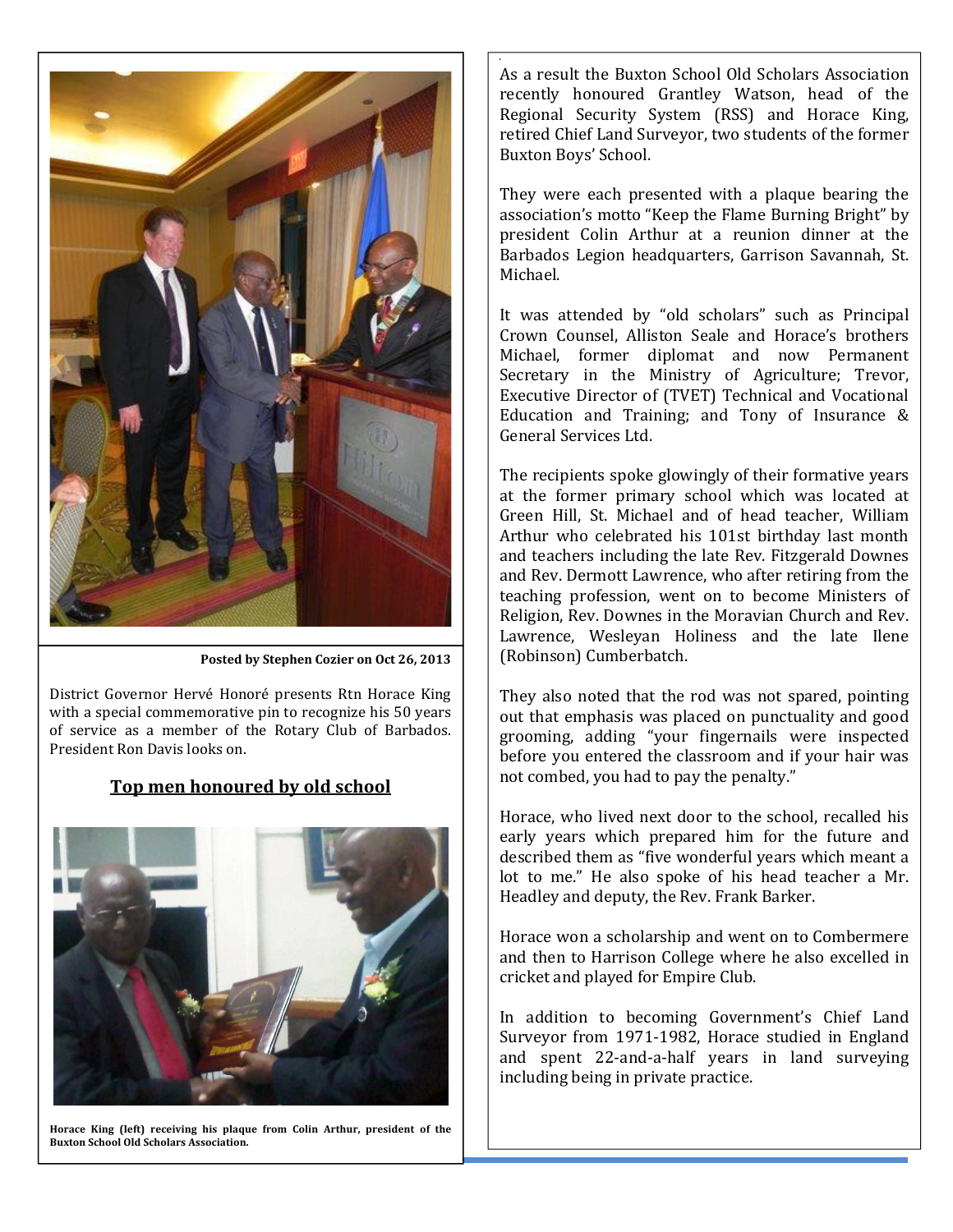Posted by Stephen Cozier on Oct 26, 2013

District Governor Hervé Honoré presents Rtn Horace King with a special commemorative pin to recognize his 50 years of service as a member of the Rotary Club of Barbados. President Ron Davis looks on.

## Top men honoured by old school

**Horace King (left) receiving his plaque from Colin Arthur, president of the Buxton School Old Scholars Association.**

As a result the Buxton School Old Scholars Association recently honoured Grantley Watson, head of the Regional Security System (RSS) and Horace King, retired Chief Land Surveyor, two students of the former Buxton Boys' School.

They were each presented with a plaque bearing the association's motto "Keep the Flame Burning Bright" by president Colin Arthur at a reunion dinner at the Barbados Legion headquarters, Garrison Savannah, St. Michael.

It was attended by "old scholars" such as Principal Crown Counsel, Alliston Seale and Horace's brothers Michael, former diplomat and now Permanent Secretary in the Ministry of Agriculture; Trevor, Executive Director of (TVET) Technical and Vocational Education and Training; and Tony of Insurance & General Services Ltd.

The recipients spoke glowingly of their formative years at the former primary school which was located at Green Hill, St. Michael and of head teacher, William Arthur who celebrated his 101st birthday last month and teachers including the late Rev. Fitzgerald Downes and Rev. Dermott Lawrence, who after retiring from the teaching profession, went on to become Ministers of Religion, Rev. Downes in the Moravian Church and Rev. Lawrence, Wesleyan Holiness and the late Ilene (Robinson) Cumberbatch.

They also noted that the rod was not spared, pointing out that emphasis was placed on punctuality and good grooming, adding "your fingernails were inspected before you entered the classroom and if your hair was not combed, you had to pay the penalty."

Horace, who lived next door to the school, recalled his early years which prepared him for the future and described them as "five wonderful years which meant a lot to me." He also spoke of his head teacher a Mr. Headley and deputy, the Rev. Frank Barker.

Horace won a scholarship and went on to Combermere and then to Harrison College where he also excelled in cricket and played for Empire Club.

In addition to becoming Government's Chief Land Surveyor from 1971-1982, Horace studied in England and spent 22-and-a-half years in land surveying including being in private practice.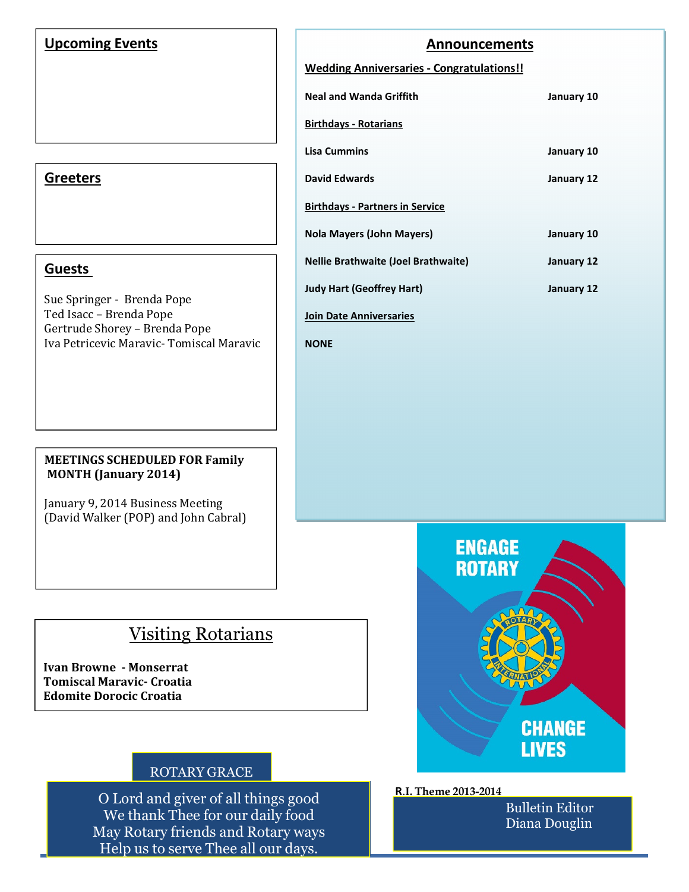## Upcoming Events

## Greeters

## Guests

Sue Springer - Brenda Pope
Ted Isacc – Brenda Pope
Gertrude Shorey – Brenda Pope
Iva Petricevic Maravic- Tomiscal Maravic

**MEETINGS SCHEDULED FOR Family MONTH (January 2014)**

January 9, 2014 Business Meeting (David Walker (POP) and John Cabral)

## Visiting Rotarians

**Ivan Browne - Monserrat**
**Tomiscal Maravic- Croatia**
**Edomite Dorocic Croatia**

## Announcements

**Wedding Anniversaries - Congratulations!!**

| | |
|---|---|
| **Neal and Wanda Griffith** | **January 10** |

**Birthdays - Rotarians**

| | |
|---|---|
| **Lisa Cummins** | **January 10** |
| **David Edwards** | **January 12** |

**Birthdays - Partners in Service**

| | |
|---|---|
| **Nola Mayers (John Mayers)** | **January 10** |
| **Nellie Brathwaite (Joel Brathwaite)** | **January 12** |
| **Judy Hart (Geoffrey Hart)** | **January 12** |

**Join Date Anniversaries**

**NONE**

ENGAGE ROTARY
CHANGE LIVES

**R.I. Theme 2013-2014**

Bulletin Editor
Diana Douglin

ROTARY GRACE

O Lord and giver of all things good
We thank Thee for our daily food
May Rotary friends and Rotary ways
Help us to serve Thee all our days.